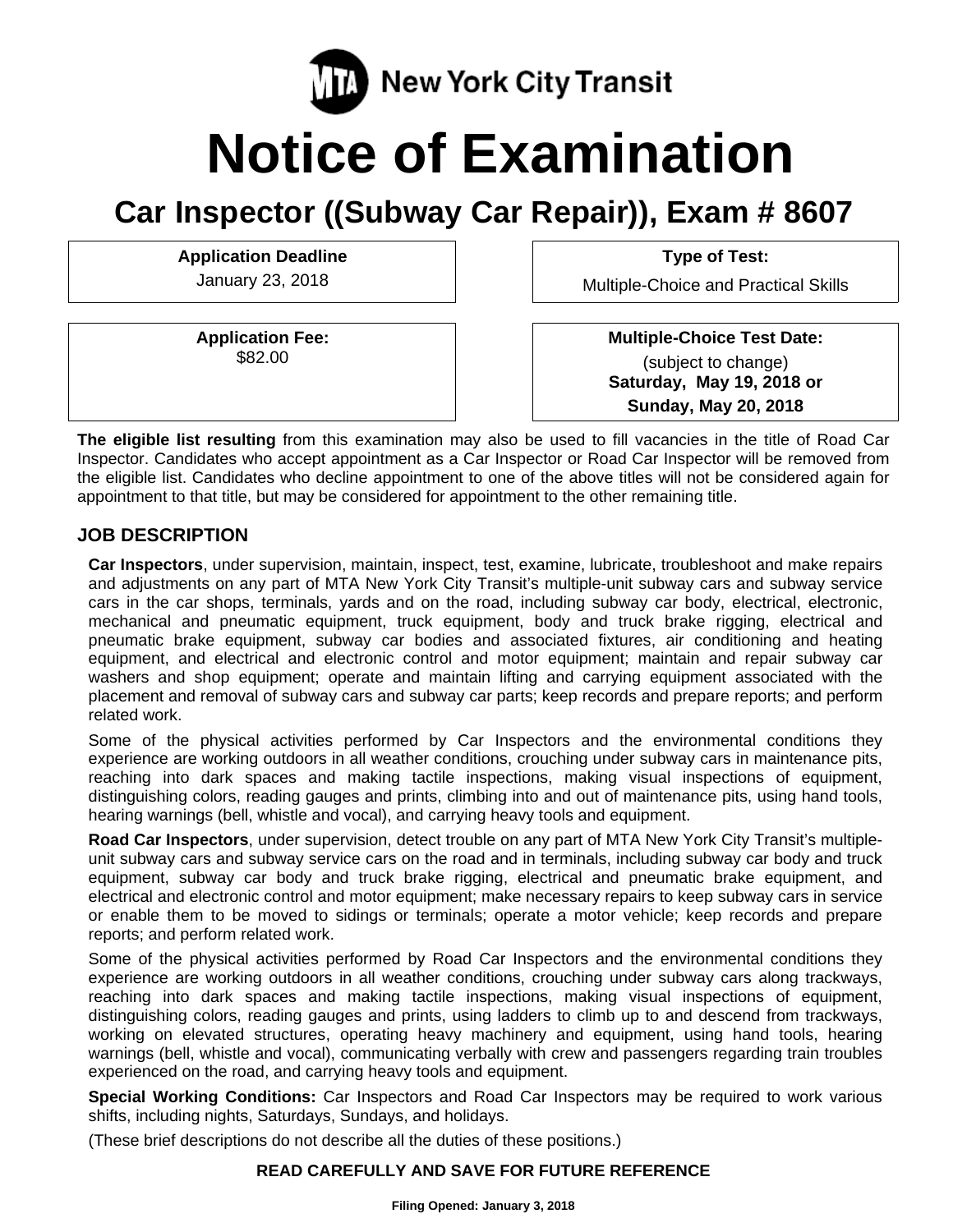MTA New York City Transit

# Notice of Examination

## Car Inspector ((Subway Car Repair)), Exam # 8607

**Application Deadline**
January 23, 2018

**Type of Test:**
Multiple-Choice and Practical Skills

**Application Fee:**
$82.00

**Multiple-Choice Test Date:**
(subject to change)
**Saturday, May 19, 2018 or**
**Sunday, May 20, 2018**

**The eligible list resulting** from this examination may also be used to fill vacancies in the title of Road Car Inspector. Candidates who accept appointment as a Car Inspector or Road Car Inspector will be removed from the eligible list. Candidates who decline appointment to one of the above titles will not be considered again for appointment to that title, but may be considered for appointment to the other remaining title.

### JOB DESCRIPTION

**Car Inspectors**, under supervision, maintain, inspect, test, examine, lubricate, troubleshoot and make repairs and adjustments on any part of MTA New York City Transit's multiple-unit subway cars and subway service cars in the car shops, terminals, yards and on the road, including subway car body, electrical, electronic, mechanical and pneumatic equipment, truck equipment, body and truck brake rigging, electrical and pneumatic brake equipment, subway car bodies and associated fixtures, air conditioning and heating equipment, and electrical and electronic control and motor equipment; maintain and repair subway car washers and shop equipment; operate and maintain lifting and carrying equipment associated with the placement and removal of subway cars and subway car parts; keep records and prepare reports; and perform related work.

Some of the physical activities performed by Car Inspectors and the environmental conditions they experience are working outdoors in all weather conditions, crouching under subway cars in maintenance pits, reaching into dark spaces and making tactile inspections, making visual inspections of equipment, distinguishing colors, reading gauges and prints, climbing into and out of maintenance pits, using hand tools, hearing warnings (bell, whistle and vocal), and carrying heavy tools and equipment.

**Road Car Inspectors**, under supervision, detect trouble on any part of MTA New York City Transit's multiple-unit subway cars and subway service cars on the road and in terminals, including subway car body and truck equipment, subway car body and truck brake rigging, electrical and pneumatic brake equipment, and electrical and electronic control and motor equipment; make necessary repairs to keep subway cars in service or enable them to be moved to sidings or terminals; operate a motor vehicle; keep records and prepare reports; and perform related work.

Some of the physical activities performed by Road Car Inspectors and the environmental conditions they experience are working outdoors in all weather conditions, crouching under subway cars along trackways, reaching into dark spaces and making tactile inspections, making visual inspections of equipment, distinguishing colors, reading gauges and prints, using ladders to climb up to and descend from trackways, working on elevated structures, operating heavy machinery and equipment, using hand tools, hearing warnings (bell, whistle and vocal), communicating verbally with crew and passengers regarding train troubles experienced on the road, and carrying heavy tools and equipment.

**Special Working Conditions:** Car Inspectors and Road Car Inspectors may be required to work various shifts, including nights, Saturdays, Sundays, and holidays.

(These brief descriptions do not describe all the duties of these positions.)

**READ CAREFULLY AND SAVE FOR FUTURE REFERENCE**

**Filing Opened: January 3, 2018**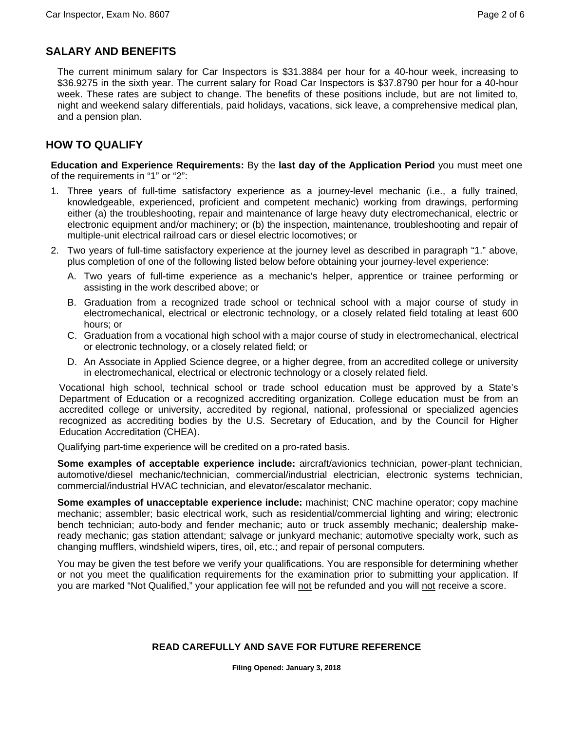## SALARY AND BENEFITS

The current minimum salary for Car Inspectors is $31.3884 per hour for a 40-hour week, increasing to $36.9275 in the sixth year. The current salary for Road Car Inspectors is $37.8790 per hour for a 40-hour week. These rates are subject to change. The benefits of these positions include, but are not limited to, night and weekend salary differentials, paid holidays, vacations, sick leave, a comprehensive medical plan, and a pension plan.

## HOW TO QUALIFY

**Education and Experience Requirements:** By the **last day of the Application Period** you must meet one of the requirements in "1" or "2":

1. Three years of full-time satisfactory experience as a journey-level mechanic (i.e., a fully trained, knowledgeable, experienced, proficient and competent mechanic) working from drawings, performing either (a) the troubleshooting, repair and maintenance of large heavy duty electromechanical, electric or electronic equipment and/or machinery; or (b) the inspection, maintenance, troubleshooting and repair of multiple-unit electrical railroad cars or diesel electric locomotives; or
2. Two years of full-time satisfactory experience at the journey level as described in paragraph "1." above, plus completion of one of the following listed below before obtaining your journey-level experience:
   - A. Two years of full-time experience as a mechanic's helper, apprentice or trainee performing or assisting in the work described above; or
   - B. Graduation from a recognized trade school or technical school with a major course of study in electromechanical, electrical or electronic technology, or a closely related field totaling at least 600 hours; or
   - C. Graduation from a vocational high school with a major course of study in electromechanical, electrical or electronic technology, or a closely related field; or
   - D. An Associate in Applied Science degree, or a higher degree, from an accredited college or university in electromechanical, electrical or electronic technology or a closely related field.

   Vocational high school, technical school or trade school education must be approved by a State's Department of Education or a recognized accrediting organization. College education must be from an accredited college or university, accredited by regional, national, professional or specialized agencies recognized as accrediting bodies by the U.S. Secretary of Education, and by the Council for Higher Education Accreditation (CHEA).

Qualifying part-time experience will be credited on a pro-rated basis.

**Some examples of acceptable experience include:** aircraft/avionics technician, power-plant technician, automotive/diesel mechanic/technician, commercial/industrial electrician, electronic systems technician, commercial/industrial HVAC technician, and elevator/escalator mechanic.

**Some examples of unacceptable experience include:** machinist; CNC machine operator; copy machine mechanic; assembler; basic electrical work, such as residential/commercial lighting and wiring; electronic bench technician; auto-body and fender mechanic; auto or truck assembly mechanic; dealership make-ready mechanic; gas station attendant; salvage or junkyard mechanic; automotive specialty work, such as changing mufflers, windshield wipers, tires, oil, etc.; and repair of personal computers.

You may be given the test before we verify your qualifications. You are responsible for determining whether or not you meet the qualification requirements for the examination prior to submitting your application. If you are marked "Not Qualified," your application fee will not be refunded and you will not receive a score.

**READ CAREFULLY AND SAVE FOR FUTURE REFERENCE**

**Filing Opened: January 3, 2018**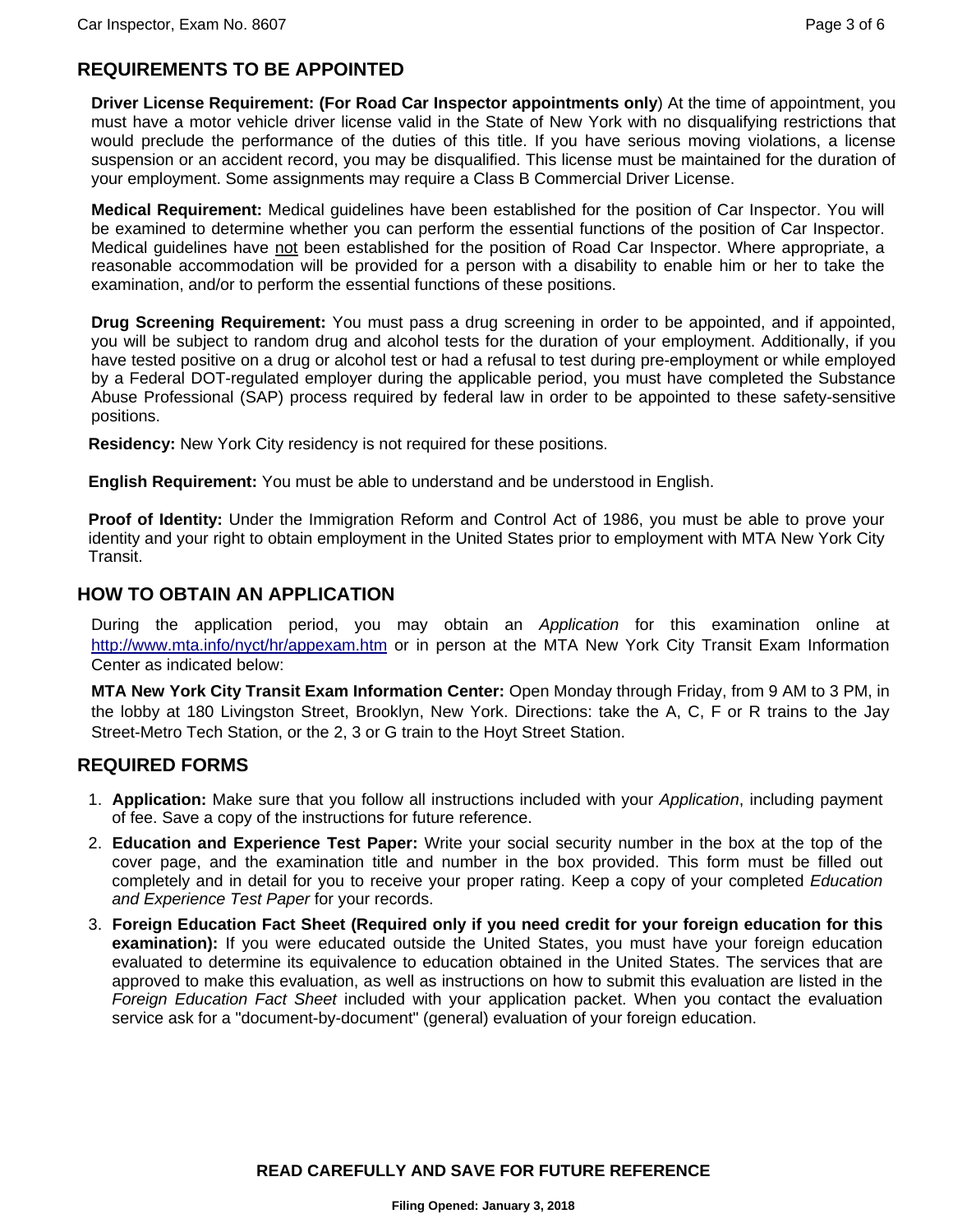## REQUIREMENTS TO BE APPOINTED

**Driver License Requirement: (For Road Car Inspector appointments only**) At the time of appointment, you must have a motor vehicle driver license valid in the State of New York with no disqualifying restrictions that would preclude the performance of the duties of this title. If you have serious moving violations, a license suspension or an accident record, you may be disqualified. This license must be maintained for the duration of your employment. Some assignments may require a Class B Commercial Driver License.

**Medical Requirement:** Medical guidelines have been established for the position of Car Inspector. You will be examined to determine whether you can perform the essential functions of the position of Car Inspector. Medical guidelines have not been established for the position of Road Car Inspector. Where appropriate, a reasonable accommodation will be provided for a person with a disability to enable him or her to take the examination, and/or to perform the essential functions of these positions.

**Drug Screening Requirement:** You must pass a drug screening in order to be appointed, and if appointed, you will be subject to random drug and alcohol tests for the duration of your employment. Additionally, if you have tested positive on a drug or alcohol test or had a refusal to test during pre-employment or while employed by a Federal DOT-regulated employer during the applicable period, you must have completed the Substance Abuse Professional (SAP) process required by federal law in order to be appointed to these safety-sensitive positions.

**Residency:** New York City residency is not required for these positions.

**English Requirement:** You must be able to understand and be understood in English.

**Proof of Identity:** Under the Immigration Reform and Control Act of 1986, you must be able to prove your identity and your right to obtain employment in the United States prior to employment with MTA New York City Transit.

## HOW TO OBTAIN AN APPLICATION

During the application period, you may obtain an *Application* for this examination online at http://www.mta.info/nyct/hr/appexam.htm or in person at the MTA New York City Transit Exam Information Center as indicated below:

**MTA New York City Transit Exam Information Center:** Open Monday through Friday, from 9 AM to 3 PM, in the lobby at 180 Livingston Street, Brooklyn, New York. Directions: take the A, C, F or R trains to the Jay Street-Metro Tech Station, or the 2, 3 or G train to the Hoyt Street Station.

## REQUIRED FORMS

1. **Application:** Make sure that you follow all instructions included with your *Application*, including payment of fee. Save a copy of the instructions for future reference.
2. **Education and Experience Test Paper:** Write your social security number in the box at the top of the cover page, and the examination title and number in the box provided. This form must be filled out completely and in detail for you to receive your proper rating. Keep a copy of your completed *Education and Experience Test Paper* for your records.
3. **Foreign Education Fact Sheet (Required only if you need credit for your foreign education for this examination):** If you were educated outside the United States, you must have your foreign education evaluated to determine its equivalence to education obtained in the United States. The services that are approved to make this evaluation, as well as instructions on how to submit this evaluation are listed in the *Foreign Education Fact Sheet* included with your application packet. When you contact the evaluation service ask for a "document-by-document" (general) evaluation of your foreign education.

**READ CAREFULLY AND SAVE FOR FUTURE REFERENCE**

**Filing Opened: January 3, 2018**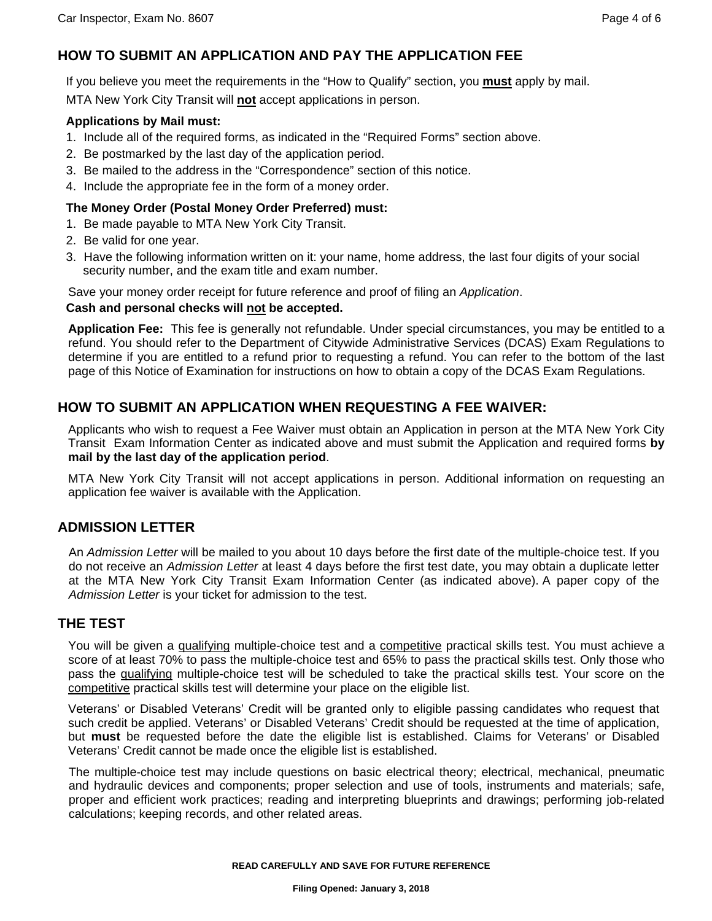## HOW TO SUBMIT AN APPLICATION AND PAY THE APPLICATION FEE

If you believe you meet the requirements in the "How to Qualify" section, you **must** apply by mail.

MTA New York City Transit will **not** accept applications in person.

**Applications by Mail must:**

1. Include all of the required forms, as indicated in the "Required Forms" section above.
2. Be postmarked by the last day of the application period.
3. Be mailed to the address in the "Correspondence" section of this notice.
4. Include the appropriate fee in the form of a money order.

**The Money Order (Postal Money Order Preferred) must:**

1. Be made payable to MTA New York City Transit.
2. Be valid for one year.
3. Have the following information written on it: your name, home address, the last four digits of your social security number, and the exam title and exam number.

Save your money order receipt for future reference and proof of filing an *Application*.

**Cash and personal checks will not be accepted.**

**Application Fee:** This fee is generally not refundable. Under special circumstances, you may be entitled to a refund. You should refer to the Department of Citywide Administrative Services (DCAS) Exam Regulations to determine if you are entitled to a refund prior to requesting a refund. You can refer to the bottom of the last page of this Notice of Examination for instructions on how to obtain a copy of the DCAS Exam Regulations.

## HOW TO SUBMIT AN APPLICATION WHEN REQUESTING A FEE WAIVER:

Applicants who wish to request a Fee Waiver must obtain an Application in person at the MTA New York City Transit Exam Information Center as indicated above and must submit the Application and required forms **by mail by the last day of the application period**.

MTA New York City Transit will not accept applications in person. Additional information on requesting an application fee waiver is available with the Application.

## ADMISSION LETTER

An *Admission Letter* will be mailed to you about 10 days before the first date of the multiple-choice test. If you do not receive an *Admission Letter* at least 4 days before the first test date, you may obtain a duplicate letter at the MTA New York City Transit Exam Information Center (as indicated above). A paper copy of the *Admission Letter* is your ticket for admission to the test.

## THE TEST

You will be given a qualifying multiple-choice test and a competitive practical skills test. You must achieve a score of at least 70% to pass the multiple-choice test and 65% to pass the practical skills test. Only those who pass the qualifying multiple-choice test will be scheduled to take the practical skills test. Your score on the competitive practical skills test will determine your place on the eligible list.

Veterans' or Disabled Veterans' Credit will be granted only to eligible passing candidates who request that such credit be applied. Veterans' or Disabled Veterans' Credit should be requested at the time of application, but **must** be requested before the date the eligible list is established. Claims for Veterans' or Disabled Veterans' Credit cannot be made once the eligible list is established.

The multiple-choice test may include questions on basic electrical theory; electrical, mechanical, pneumatic and hydraulic devices and components; proper selection and use of tools, instruments and materials; safe, proper and efficient work practices; reading and interpreting blueprints and drawings; performing job-related calculations; keeping records, and other related areas.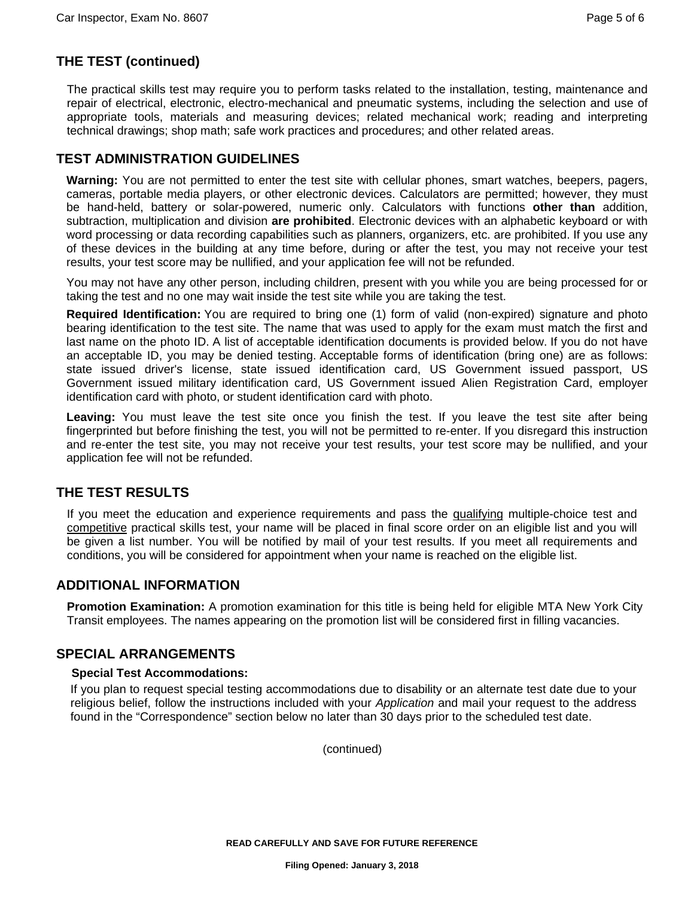## THE TEST (continued)

The practical skills test may require you to perform tasks related to the installation, testing, maintenance and repair of electrical, electronic, electro-mechanical and pneumatic systems, including the selection and use of appropriate tools, materials and measuring devices; related mechanical work; reading and interpreting technical drawings; shop math; safe work practices and procedures; and other related areas.

## TEST ADMINISTRATION GUIDELINES

**Warning:** You are not permitted to enter the test site with cellular phones, smart watches, beepers, pagers, cameras, portable media players, or other electronic devices. Calculators are permitted; however, they must be hand-held, battery or solar-powered, numeric only. Calculators with functions **other than** addition, subtraction, multiplication and division **are prohibited**. Electronic devices with an alphabetic keyboard or with word processing or data recording capabilities such as planners, organizers, etc. are prohibited. If you use any of these devices in the building at any time before, during or after the test, you may not receive your test results, your test score may be nullified, and your application fee will not be refunded.

You may not have any other person, including children, present with you while you are being processed for or taking the test and no one may wait inside the test site while you are taking the test.

**Required Identification:** You are required to bring one (1) form of valid (non-expired) signature and photo bearing identification to the test site. The name that was used to apply for the exam must match the first and last name on the photo ID. A list of acceptable identification documents is provided below. If you do not have an acceptable ID, you may be denied testing. Acceptable forms of identification (bring one) are as follows: state issued driver's license, state issued identification card, US Government issued passport, US Government issued military identification card, US Government issued Alien Registration Card, employer identification card with photo, or student identification card with photo.

**Leaving:** You must leave the test site once you finish the test. If you leave the test site after being fingerprinted but before finishing the test, you will not be permitted to re-enter. If you disregard this instruction and re-enter the test site, you may not receive your test results, your test score may be nullified, and your application fee will not be refunded.

## THE TEST RESULTS

If you meet the education and experience requirements and pass the qualifying multiple-choice test and competitive practical skills test, your name will be placed in final score order on an eligible list and you will be given a list number. You will be notified by mail of your test results. If you meet all requirements and conditions, you will be considered for appointment when your name is reached on the eligible list.

## ADDITIONAL INFORMATION

**Promotion Examination:** A promotion examination for this title is being held for eligible MTA New York City Transit employees. The names appearing on the promotion list will be considered first in filling vacancies.

## SPECIAL ARRANGEMENTS

**Special Test Accommodations:**

If you plan to request special testing accommodations due to disability or an alternate test date due to your religious belief, follow the instructions included with your *Application* and mail your request to the address found in the "Correspondence" section below no later than 30 days prior to the scheduled test date.

(continued)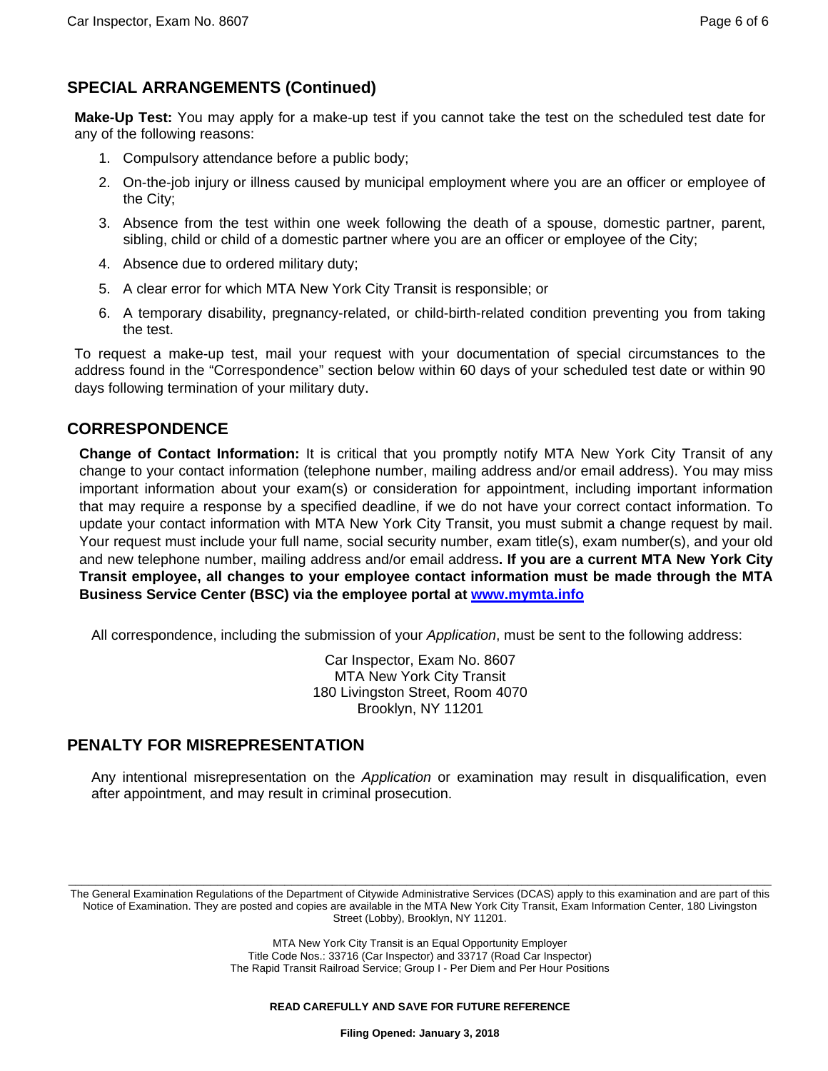## SPECIAL ARRANGEMENTS (Continued)

**Make-Up Test:** You may apply for a make-up test if you cannot take the test on the scheduled test date for any of the following reasons:

1. Compulsory attendance before a public body;
2. On-the-job injury or illness caused by municipal employment where you are an officer or employee of the City;
3. Absence from the test within one week following the death of a spouse, domestic partner, parent, sibling, child or child of a domestic partner where you are an officer or employee of the City;
4. Absence due to ordered military duty;
5. A clear error for which MTA New York City Transit is responsible; or
6. A temporary disability, pregnancy-related, or child-birth-related condition preventing you from taking the test.

To request a make-up test, mail your request with your documentation of special circumstances to the address found in the "Correspondence" section below within 60 days of your scheduled test date or within 90 days following termination of your military duty.

## CORRESPONDENCE

**Change of Contact Information:** It is critical that you promptly notify MTA New York City Transit of any change to your contact information (telephone number, mailing address and/or email address). You may miss important information about your exam(s) or consideration for appointment, including important information that may require a response by a specified deadline, if we do not have your correct contact information. To update your contact information with MTA New York City Transit, you must submit a change request by mail. Your request must include your full name, social security number, exam title(s), exam number(s), and your old and new telephone number, mailing address and/or email address**. If you are a current MTA New York City Transit employee, all changes to your employee contact information must be made through the MTA Business Service Center (BSC) via the employee portal at [www.mymta.info](http://www.mymta.info)**

All correspondence, including the submission of your *Application*, must be sent to the following address:

Car Inspector, Exam No. 8607
MTA New York City Transit
180 Livingston Street, Room 4070
Brooklyn, NY 11201

## PENALTY FOR MISREPRESENTATION

Any intentional misrepresentation on the *Application* or examination may result in disqualification, even after appointment, and may result in criminal prosecution.

---

The General Examination Regulations of the Department of Citywide Administrative Services (DCAS) apply to this examination and are part of this Notice of Examination. They are posted and copies are available in the MTA New York City Transit, Exam Information Center, 180 Livingston Street (Lobby), Brooklyn, NY 11201.

MTA New York City Transit is an Equal Opportunity Employer
Title Code Nos.: 33716 (Car Inspector) and 33717 (Road Car Inspector)
The Rapid Transit Railroad Service; Group I - Per Diem and Per Hour Positions

**READ CAREFULLY AND SAVE FOR FUTURE REFERENCE**

**Filing Opened: January 3, 2018**